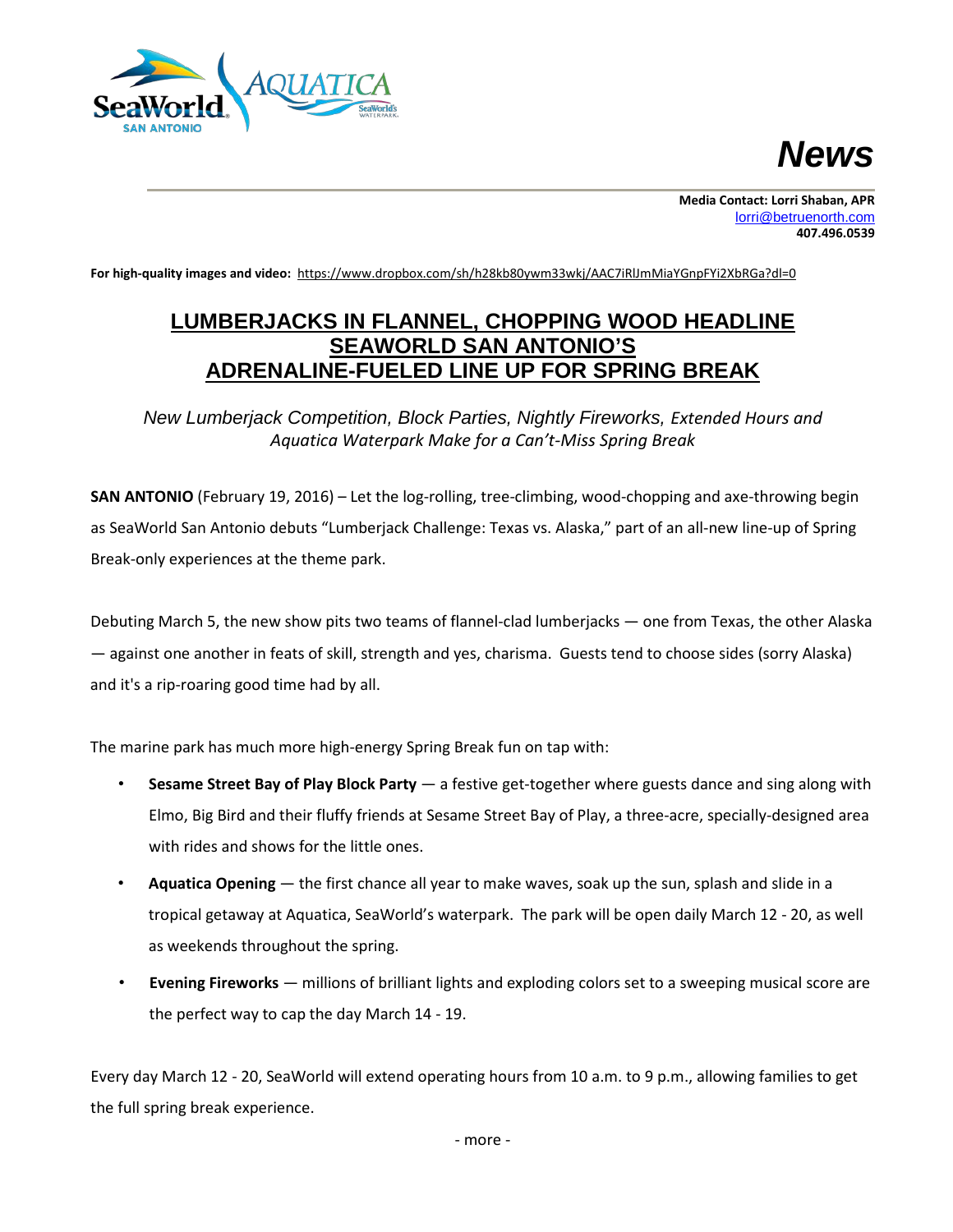# News

**Media Contact: Lorri Shaban, APR**
lorri@betruenorth.com
**407.496.0539**

**For high-quality images and video:** https://www.dropbox.com/sh/h28kb80ywm33wkj/AAC7iRlJmMiaYGnpFYi2XbRGa?dl=0

## LUMBERJACKS IN FLANNEL, CHOPPING WOOD HEADLINE SEAWORLD SAN ANTONIO'S ADRENALINE-FUELED LINE UP FOR SPRING BREAK

*New Lumberjack Competition, Block Parties, Nightly Fireworks, Extended Hours and Aquatica Waterpark Make for a Can't-Miss Spring Break*

**SAN ANTONIO** (February 19, 2016) – Let the log-rolling, tree-climbing, wood-chopping and axe-throwing begin as SeaWorld San Antonio debuts "Lumberjack Challenge: Texas vs. Alaska," part of an all-new line-up of Spring Break-only experiences at the theme park.

Debuting March 5, the new show pits two teams of flannel-clad lumberjacks — one from Texas, the other Alaska — against one another in feats of skill, strength and yes, charisma. Guests tend to choose sides (sorry Alaska) and it's a rip-roaring good time had by all.

The marine park has much more high-energy Spring Break fun on tap with:

- **Sesame Street Bay of Play Block Party** — a festive get-together where guests dance and sing along with Elmo, Big Bird and their fluffy friends at Sesame Street Bay of Play, a three-acre, specially-designed area with rides and shows for the little ones.
- **Aquatica Opening** — the first chance all year to make waves, soak up the sun, splash and slide in a tropical getaway at Aquatica, SeaWorld's waterpark. The park will be open daily March 12 - 20, as well as weekends throughout the spring.
- **Evening Fireworks** — millions of brilliant lights and exploding colors set to a sweeping musical score are the perfect way to cap the day March 14 - 19.

Every day March 12 - 20, SeaWorld will extend operating hours from 10 a.m. to 9 p.m., allowing families to get the full spring break experience.

- more -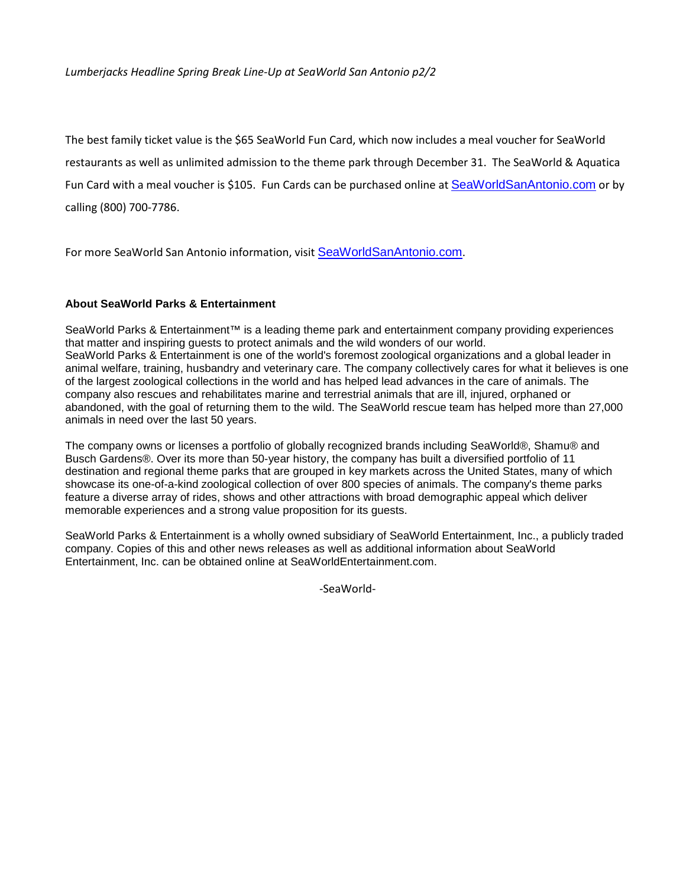The best family ticket value is the $65 SeaWorld Fun Card, which now includes a meal voucher for SeaWorld restaurants as well as unlimited admission to the theme park through December 31. The SeaWorld & Aquatica Fun Card with a meal voucher is $105. Fun Cards can be purchased online at SeaWorldSanAntonio.com or by calling (800) 700-7786.

For more SeaWorld San Antonio information, visit SeaWorldSanAntonio.com.

**About SeaWorld Parks & Entertainment**

SeaWorld Parks & Entertainment™ is a leading theme park and entertainment company providing experiences that matter and inspiring guests to protect animals and the wild wonders of our world.
SeaWorld Parks & Entertainment is one of the world's foremost zoological organizations and a global leader in animal welfare, training, husbandry and veterinary care. The company collectively cares for what it believes is one of the largest zoological collections in the world and has helped lead advances in the care of animals. The company also rescues and rehabilitates marine and terrestrial animals that are ill, injured, orphaned or abandoned, with the goal of returning them to the wild. The SeaWorld rescue team has helped more than 27,000 animals in need over the last 50 years.

The company owns or licenses a portfolio of globally recognized brands including SeaWorld®, Shamu® and Busch Gardens®. Over its more than 50-year history, the company has built a diversified portfolio of 11 destination and regional theme parks that are grouped in key markets across the United States, many of which showcase its one-of-a-kind zoological collection of over 800 species of animals. The company's theme parks feature a diverse array of rides, shows and other attractions with broad demographic appeal which deliver memorable experiences and a strong value proposition for its guests.

SeaWorld Parks & Entertainment is a wholly owned subsidiary of SeaWorld Entertainment, Inc., a publicly traded company. Copies of this and other news releases as well as additional information about SeaWorld Entertainment, Inc. can be obtained online at SeaWorldEntertainment.com.

-SeaWorld-